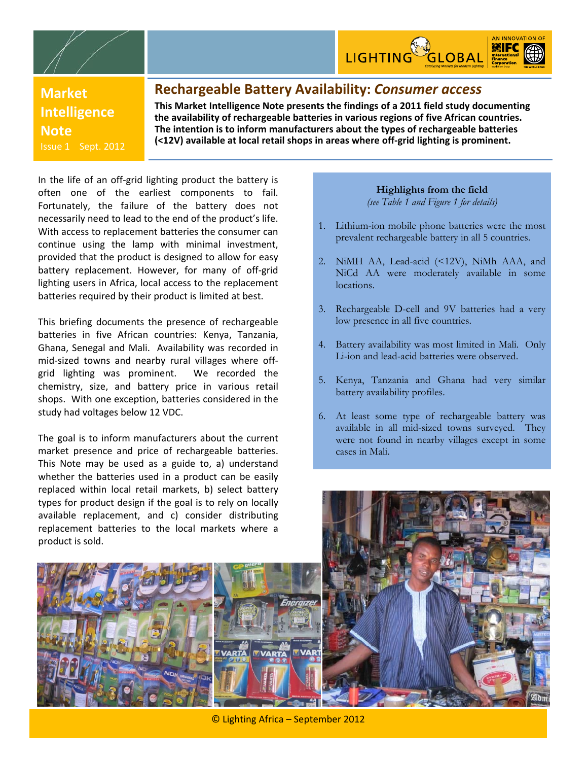**Market Intelligence Note**

Issue 1 Sept. 2012

# Rechargeable Battery Availability: *Consumer access*

**This Market Intelligence Note presents the findings of a 2011 field study documenting the availability of rechargeable batteries in various regions of five African countries. The intention is to inform manufacturers about the types of rechargeable batteries (<12V) available at local retail shops in areas where off-grid lighting is prominent.**

In the life of an off-grid lighting product the battery is often one of the earliest components to fail. Fortunately, the failure of the battery does not necessarily need to lead to the end of the product's life. With access to replacement batteries the consumer can continue using the lamp with minimal investment, provided that the product is designed to allow for easy battery replacement. However, for many of off-grid lighting users in Africa, local access to the replacement batteries required by their product is limited at best.

This briefing documents the presence of rechargeable batteries in five African countries: Kenya, Tanzania, Ghana, Senegal and Mali. Availability was recorded in mid-sized towns and nearby rural villages where off-grid lighting was prominent. We recorded the chemistry, size, and battery price in various retail shops. With one exception, batteries considered in the study had voltages below 12 VDC.

The goal is to inform manufacturers about the current market presence and price of rechargeable batteries. This Note may be used as a guide to, a) understand whether the batteries used in a product can be easily replaced within local retail markets, b) select battery types for product design if the goal is to rely on locally available replacement, and c) consider distributing replacement batteries to the local markets where a product is sold.

**Highlights from the field**

*(see Table 1 and Figure 1 for details)*

1. Lithium-ion mobile phone batteries were the most prevalent rechargeable battery in all 5 countries.
2. NiMH AA, Lead-acid (<12V), NiMh AAA, and NiCd AA were moderately available in some locations.
3. Rechargeable D-cell and 9V batteries had a very low presence in all five countries.
4. Battery availability was most limited in Mali. Only Li-ion and lead-acid batteries were observed.
5. Kenya, Tanzania and Ghana had very similar battery availability profiles.
6. At least some type of rechargeable battery was available in all mid-sized towns surveyed. They were not found in nearby villages except in some cases in Mali.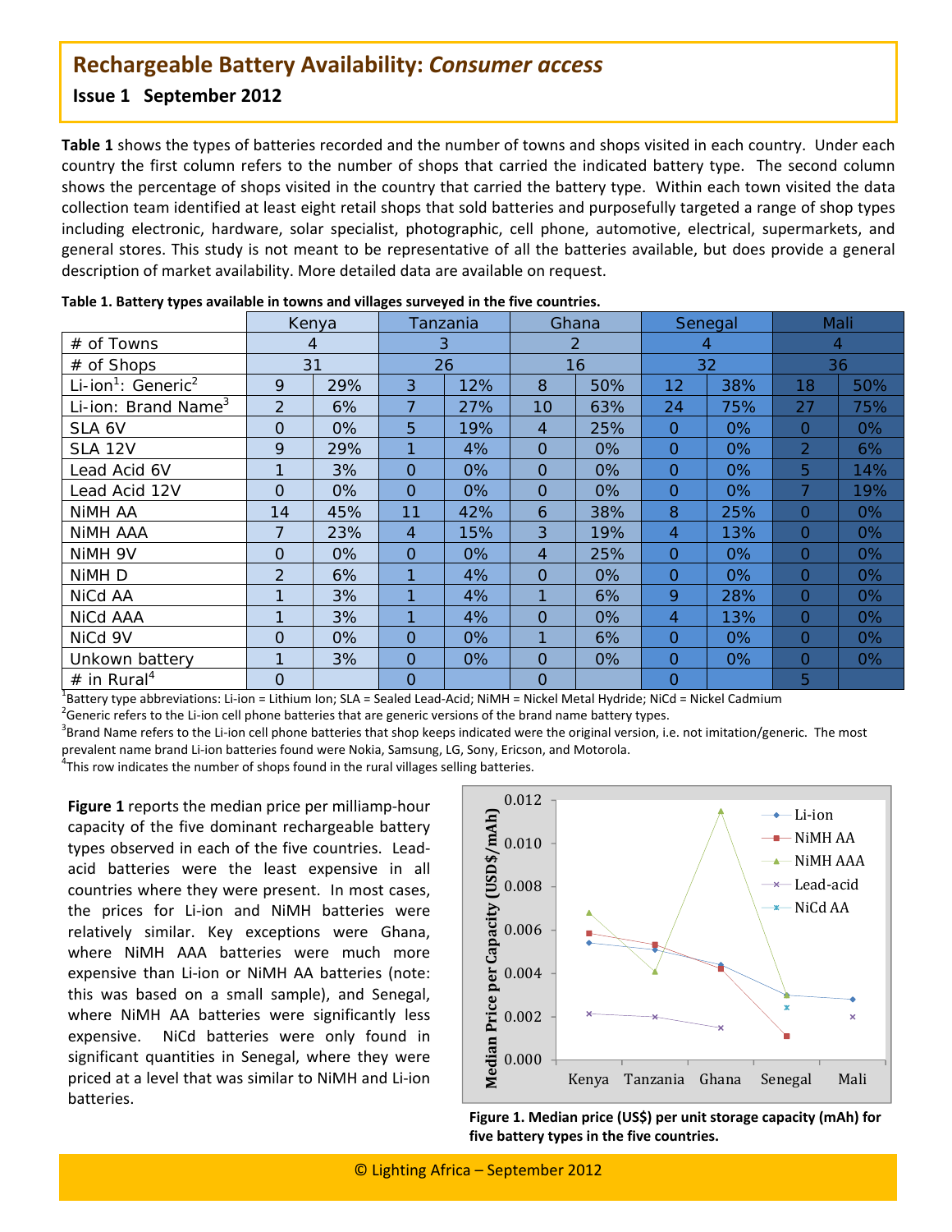# Rechargeable Battery Availability: *Consumer access*

**Issue 1 September 2012**

**Table 1** shows the types of batteries recorded and the number of towns and shops visited in each country. Under each country the first column refers to the number of shops that carried the indicated battery type. The second column shows the percentage of shops visited in the country that carried the battery type. Within each town visited the data collection team identified at least eight retail shops that sold batteries and purposefully targeted a range of shop types including electronic, hardware, solar specialist, photographic, cell phone, automotive, electrical, supermarkets, and general stores. This study is not meant to be representative of all the batteries available, but does provide a general description of market availability. More detailed data are available on request.

**Table 1. Battery types available in towns and villages surveyed in the five countries.**

| | Kenya | | Tanzania | | Ghana | | Senegal | | Mali | |
|---|---|---|---|---|---|---|---|---|---|---|
| # of Towns | 4 | | 3 | | 2 | | 4 | | 4 | |
| # of Shops | 31 | | 26 | | 16 | | 32 | | 36 | |
| Li-ion[1]: Generic[2] | 9 | 29% | 3 | 12% | 8 | 50% | 12 | 38% | 18 | 50% |
| Li-ion: Brand Name[3] | 2 | 6% | 7 | 27% | 10 | 63% | 24 | 75% | 27 | 75% |
| SLA 6V | 0 | 0% | 5 | 19% | 4 | 25% | 0 | 0% | 0 | 0% |
| SLA 12V | 9 | 29% | 1 | 4% | 0 | 0% | 0 | 0% | 2 | 6% |
| Lead Acid 6V | 1 | 3% | 0 | 0% | 0 | 0% | 0 | 0% | 5 | 14% |
| Lead Acid 12V | 0 | 0% | 0 | 0% | 0 | 0% | 0 | 0% | 7 | 19% |
| NiMH AA | 14 | 45% | 11 | 42% | 6 | 38% | 8 | 25% | 0 | 0% |
| NiMH AAA | 7 | 23% | 4 | 15% | 3 | 19% | 4 | 13% | 0 | 0% |
| NiMH 9V | 0 | 0% | 0 | 0% | 4 | 25% | 0 | 0% | 0 | 0% |
| NiMH D | 2 | 6% | 1 | 4% | 0 | 0% | 0 | 0% | 0 | 0% |
| NiCd AA | 1 | 3% | 1 | 4% | 1 | 6% | 9 | 28% | 0 | 0% |
| NiCd AAA | 1 | 3% | 1 | 4% | 0 | 0% | 4 | 13% | 0 | 0% |
| NiCd 9V | 0 | 0% | 0 | 0% | 1 | 6% | 0 | 0% | 0 | 0% |
| Unkown battery | 1 | 3% | 0 | 0% | 0 | 0% | 0 | 0% | 0 | 0% |
| # in Rural[4] | 0 | | 0 | | 0 | | 0 | | 5 | |

[1]Battery type abbreviations: Li-ion = Lithium Ion; SLA = Sealed Lead-Acid; NiMH = Nickel Metal Hydride; NiCd = Nickel Cadmium

[2]Generic refers to the Li-ion cell phone batteries that are generic versions of the brand name battery types.

[3]Brand Name refers to the Li-ion cell phone batteries that shop keeps indicated were the original version, i.e. not imitation/generic. The most prevalent name brand Li-ion batteries found were Nokia, Samsung, LG, Sony, Ericson, and Motorola.

[4]This row indicates the number of shops found in the rural villages selling batteries.

**Figure 1** reports the median price per milliamp-hour capacity of the five dominant rechargeable battery types observed in each of the five countries. Lead-acid batteries were the least expensive in all countries where they were present. In most cases, the prices for Li-ion and NiMH batteries were relatively similar. Key exceptions were Ghana, where NiMH AAA batteries were much more expensive than Li-ion or NiMH AA batteries (note: this was based on a small sample), and Senegal, where NiMH AA batteries were significantly less expensive. NiCd batteries were only found in significant quantities in Senegal, where they were priced at a level that was similar to NiMH and Li-ion batteries.

Median Price per Capacity (USD$/mAh)

0.012
0.010
0.008
0.006
0.004
0.002
0.000

Kenya Tanzania Ghana Senegal Mali

Li-ion
NiMH AA
NiMH AAA
Lead-acid
NiCd AA

**Figure 1. Median price (US$) per unit storage capacity (mAh) for five battery types in the five countries.**

© Lighting Africa – September 2012